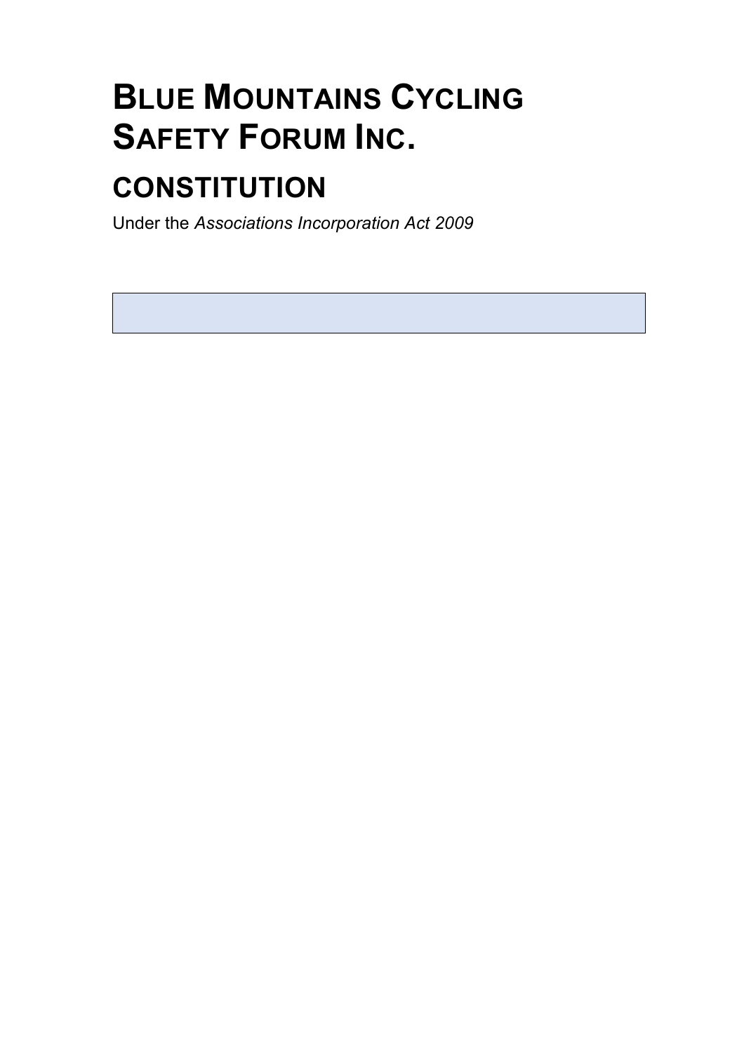# Blue Mountains Cycling Safety Forum Inc.

## CONSTITUTION

Under the *Associations Incorporation Act 2009*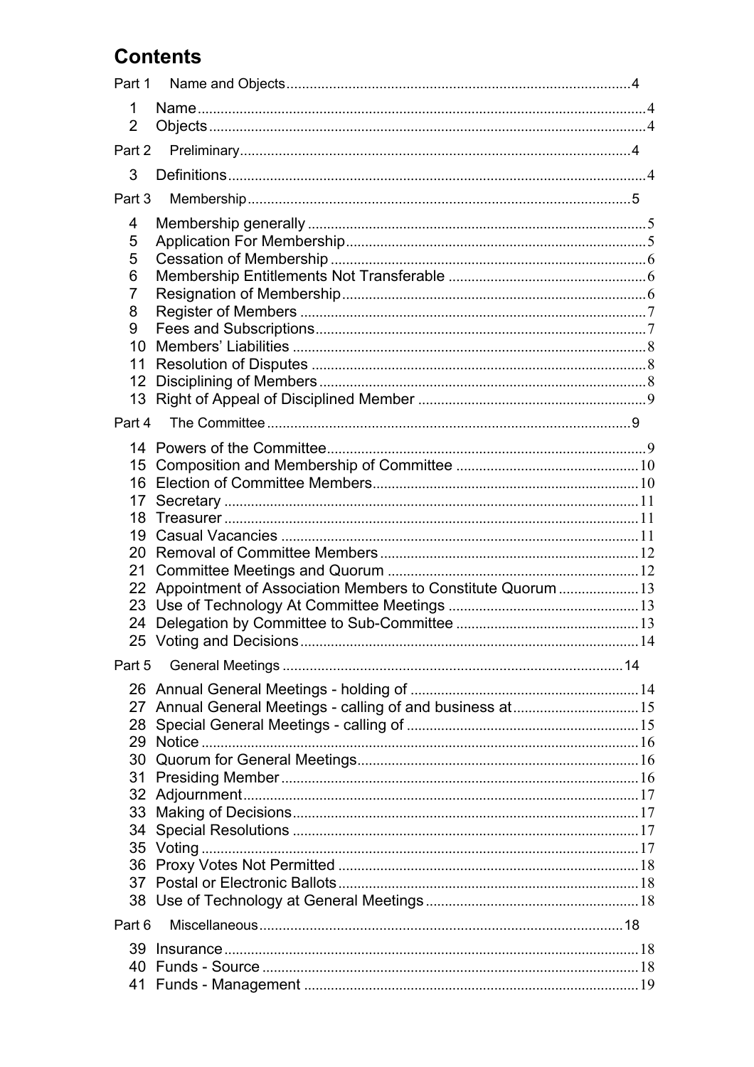# Contents

Part 1 Name and Objects ..... 4

1 Name ..... 4
2 Objects ..... 4

Part 2 Preliminary ..... 4

3 Definitions ..... 4

Part 3 Membership ..... 5

4 Membership generally ..... 5
5 Application For Membership ..... 5
5 Cessation of Membership ..... 6
6 Membership Entitlements Not Transferable ..... 6
7 Resignation of Membership ..... 6
8 Register of Members ..... 7
9 Fees and Subscriptions ..... 7
10 Members' Liabilities ..... 8
11 Resolution of Disputes ..... 8
12 Disciplining of Members ..... 8
13 Right of Appeal of Disciplined Member ..... 9

Part 4 The Committee ..... 9

14 Powers of the Committee ..... 9
15 Composition and Membership of Committee ..... 10
16 Election of Committee Members ..... 10
17 Secretary ..... 11
18 Treasurer ..... 11
19 Casual Vacancies ..... 11
20 Removal of Committee Members ..... 12
21 Committee Meetings and Quorum ..... 12
22 Appointment of Association Members to Constitute Quorum ..... 13
23 Use of Technology At Committee Meetings ..... 13
24 Delegation by Committee to Sub-Committee ..... 13
25 Voting and Decisions ..... 14

Part 5 General Meetings ..... 14

26 Annual General Meetings - holding of ..... 14
27 Annual General Meetings - calling of and business at ..... 15
28 Special General Meetings - calling of ..... 15
29 Notice ..... 16
30 Quorum for General Meetings ..... 16
31 Presiding Member ..... 16
32 Adjournment ..... 17
33 Making of Decisions ..... 17
34 Special Resolutions ..... 17
35 Voting ..... 17
36 Proxy Votes Not Permitted ..... 18
37 Postal or Electronic Ballots ..... 18
38 Use of Technology at General Meetings ..... 18

Part 6 Miscellaneous ..... 18

39 Insurance ..... 18
40 Funds - Source ..... 18
41 Funds - Management ..... 19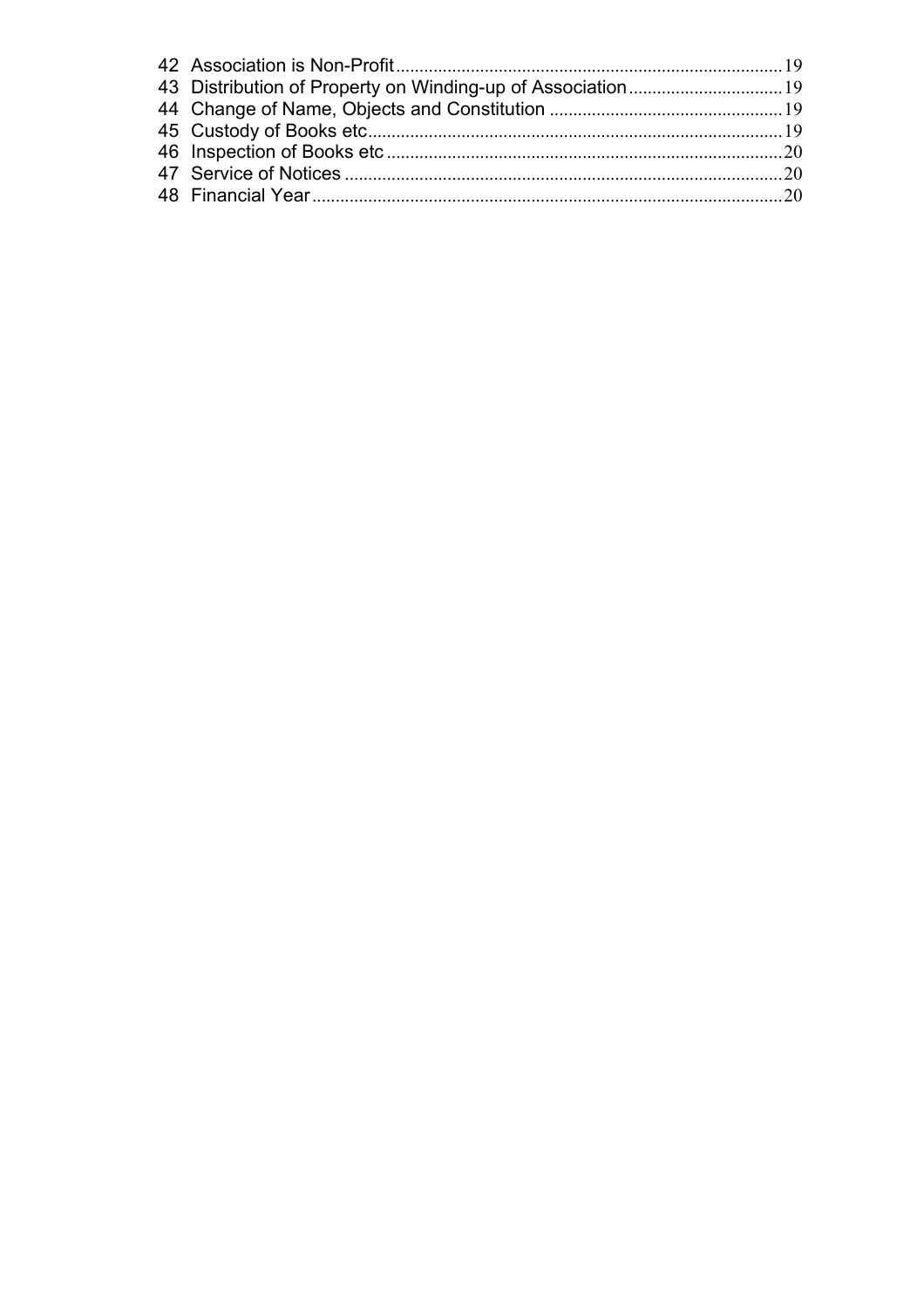42 Association is Non-Profit ........ 19
43 Distribution of Property on Winding-up of Association ........ 19
44 Change of Name, Objects and Constitution ........ 19
45 Custody of Books etc ........ 19
46 Inspection of Books etc ........ 20
47 Service of Notices ........ 20
48 Financial Year ........ 20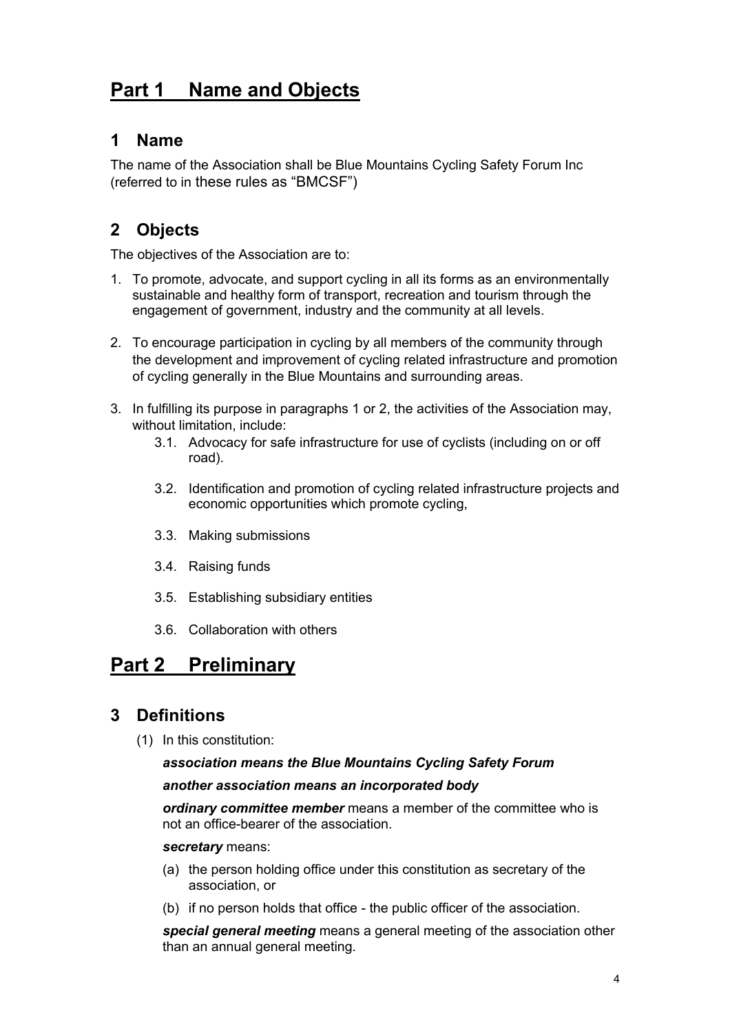# Part 1 Name and Objects

## 1 Name

The name of the Association shall be Blue Mountains Cycling Safety Forum Inc (referred to in these rules as "BMCSF")

## 2 Objects

The objectives of the Association are to:

1. To promote, advocate, and support cycling in all its forms as an environmentally sustainable and healthy form of transport, recreation and tourism through the engagement of government, industry and the community at all levels.

2. To encourage participation in cycling by all members of the community through the development and improvement of cycling related infrastructure and promotion of cycling generally in the Blue Mountains and surrounding areas.

3. In fulfilling its purpose in paragraphs 1 or 2, the activities of the Association may, without limitation, include:
   3.1. Advocacy for safe infrastructure for use of cyclists (including on or off road).

   3.2. Identification and promotion of cycling related infrastructure projects and economic opportunities which promote cycling,

   3.3. Making submissions

   3.4. Raising funds

   3.5. Establishing subsidiary entities

   3.6. Collaboration with others

# Part 2 Preliminary

## 3 Definitions

(1) In this constitution:

***association means the Blue Mountains Cycling Safety Forum***

***another association means an incorporated body***

***ordinary committee member*** means a member of the committee who is not an office-bearer of the association.

***secretary*** means:

(a) the person holding office under this constitution as secretary of the association, or

(b) if no person holds that office - the public officer of the association.

***special general meeting*** means a general meeting of the association other than an annual general meeting.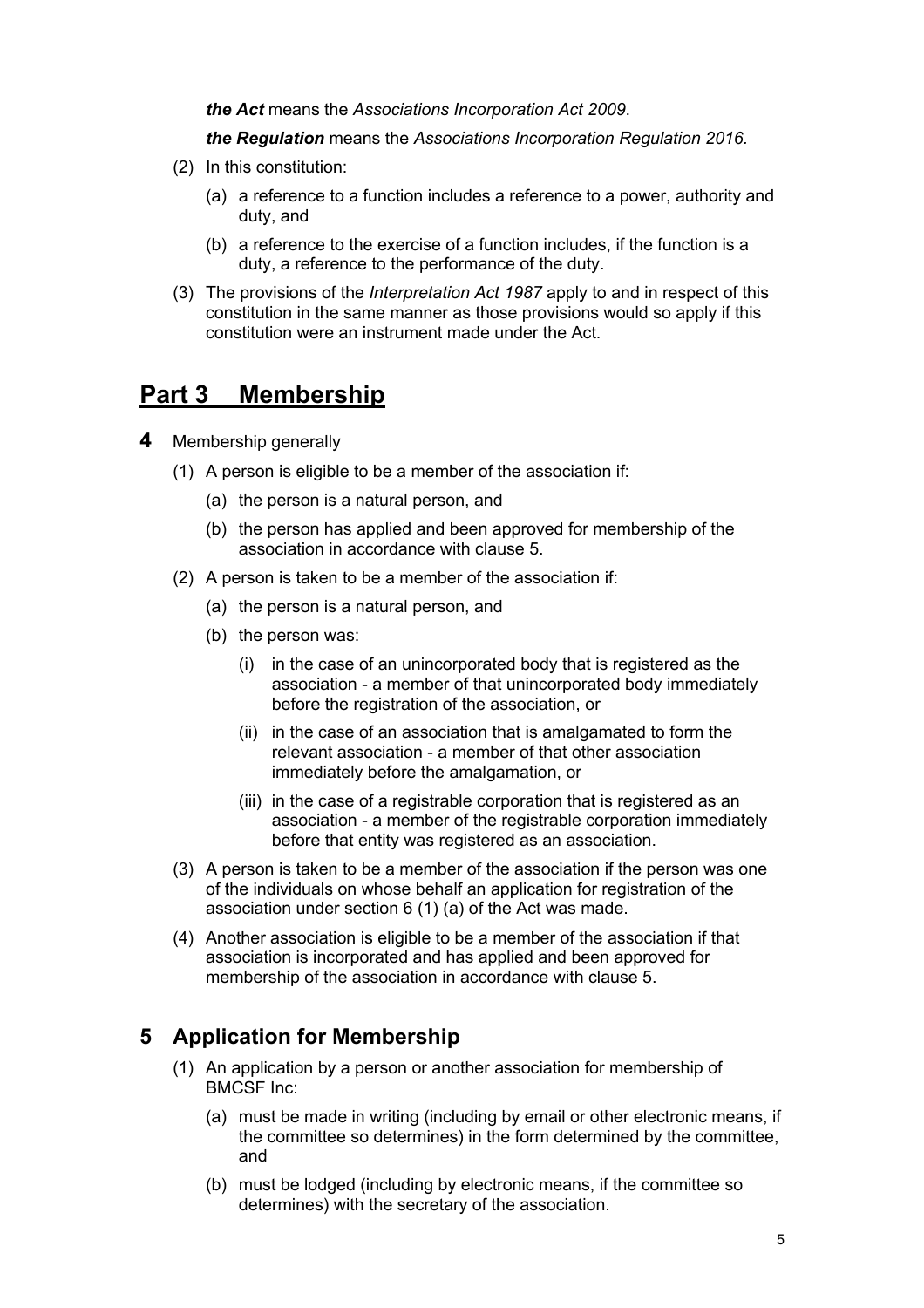***the Act*** means the *Associations Incorporation Act 2009*.

***the Regulation*** means the *Associations Incorporation Regulation 2016.*

(2) In this constitution:

(a) a reference to a function includes a reference to a power, authority and duty, and

(b) a reference to the exercise of a function includes, if the function is a duty, a reference to the performance of the duty.

(3) The provisions of the *Interpretation Act 1987* apply to and in respect of this constitution in the same manner as those provisions would so apply if this constitution were an instrument made under the Act.

# Part 3 Membership

**4** Membership generally

(1) A person is eligible to be a member of the association if:

(a) the person is a natural person, and

(b) the person has applied and been approved for membership of the association in accordance with clause 5.

(2) A person is taken to be a member of the association if:

(a) the person is a natural person, and

(b) the person was:

(i) in the case of an unincorporated body that is registered as the association - a member of that unincorporated body immediately before the registration of the association, or

(ii) in the case of an association that is amalgamated to form the relevant association - a member of that other association immediately before the amalgamation, or

(iii) in the case of a registrable corporation that is registered as an association - a member of the registrable corporation immediately before that entity was registered as an association.

(3) A person is taken to be a member of the association if the person was one of the individuals on whose behalf an application for registration of the association under section 6 (1) (a) of the Act was made.

(4) Another association is eligible to be a member of the association if that association is incorporated and has applied and been approved for membership of the association in accordance with clause 5.

## 5 Application for Membership

(1) An application by a person or another association for membership of BMCSF Inc:

(a) must be made in writing (including by email or other electronic means, if the committee so determines) in the form determined by the committee, and

(b) must be lodged (including by electronic means, if the committee so determines) with the secretary of the association.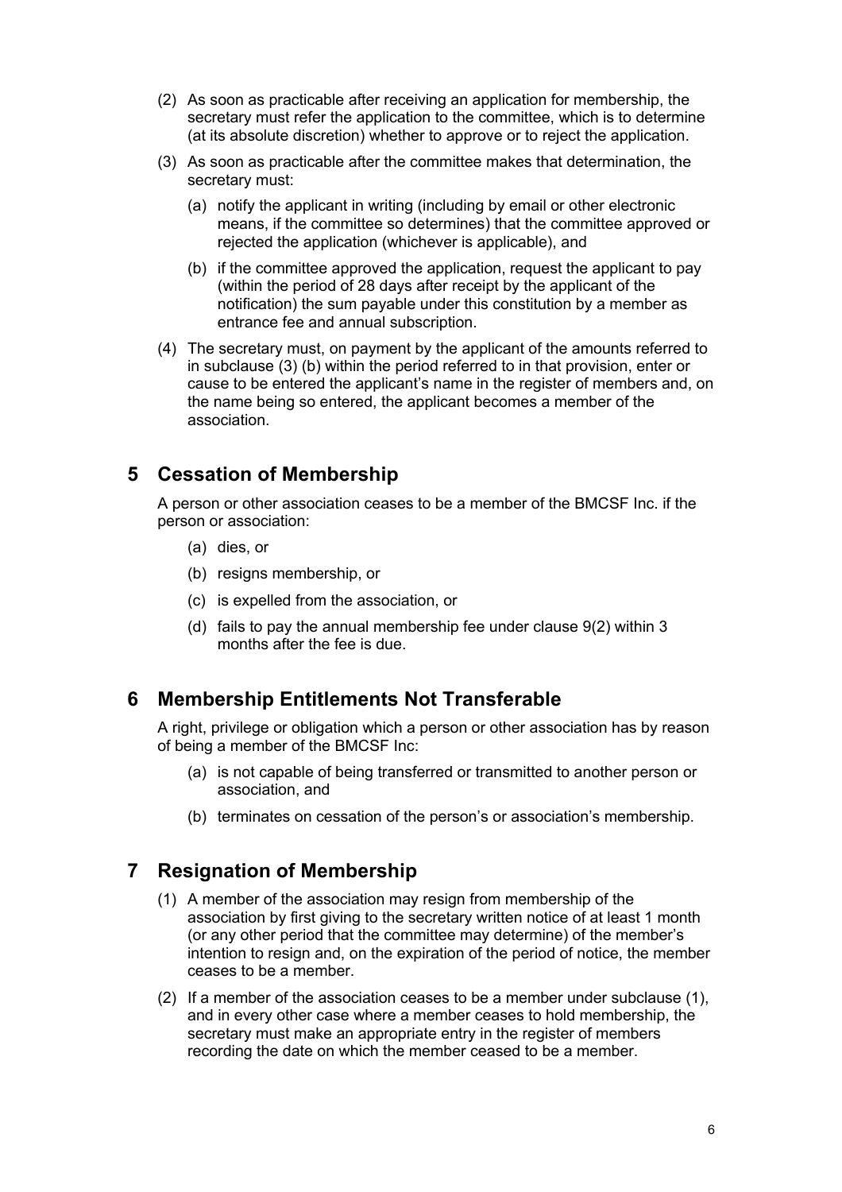(2) As soon as practicable after receiving an application for membership, the secretary must refer the application to the committee, which is to determine (at its absolute discretion) whether to approve or to reject the application.

(3) As soon as practicable after the committee makes that determination, the secretary must:

   (a) notify the applicant in writing (including by email or other electronic means, if the committee so determines) that the committee approved or rejected the application (whichever is applicable), and

   (b) if the committee approved the application, request the applicant to pay (within the period of 28 days after receipt by the applicant of the notification) the sum payable under this constitution by a member as entrance fee and annual subscription.

(4) The secretary must, on payment by the applicant of the amounts referred to in subclause (3) (b) within the period referred to in that provision, enter or cause to be entered the applicant's name in the register of members and, on the name being so entered, the applicant becomes a member of the association.

## 5 Cessation of Membership

A person or other association ceases to be a member of the BMCSF Inc. if the person or association:

   (a) dies, or

   (b) resigns membership, or

   (c) is expelled from the association, or

   (d) fails to pay the annual membership fee under clause 9(2) within 3 months after the fee is due.

## 6 Membership Entitlements Not Transferable

A right, privilege or obligation which a person or other association has by reason of being a member of the BMCSF Inc:

   (a) is not capable of being transferred or transmitted to another person or association, and

   (b) terminates on cessation of the person's or association's membership.

## 7 Resignation of Membership

(1) A member of the association may resign from membership of the association by first giving to the secretary written notice of at least 1 month (or any other period that the committee may determine) of the member's intention to resign and, on the expiration of the period of notice, the member ceases to be a member.

(2) If a member of the association ceases to be a member under subclause (1), and in every other case where a member ceases to hold membership, the secretary must make an appropriate entry in the register of members recording the date on which the member ceased to be a member.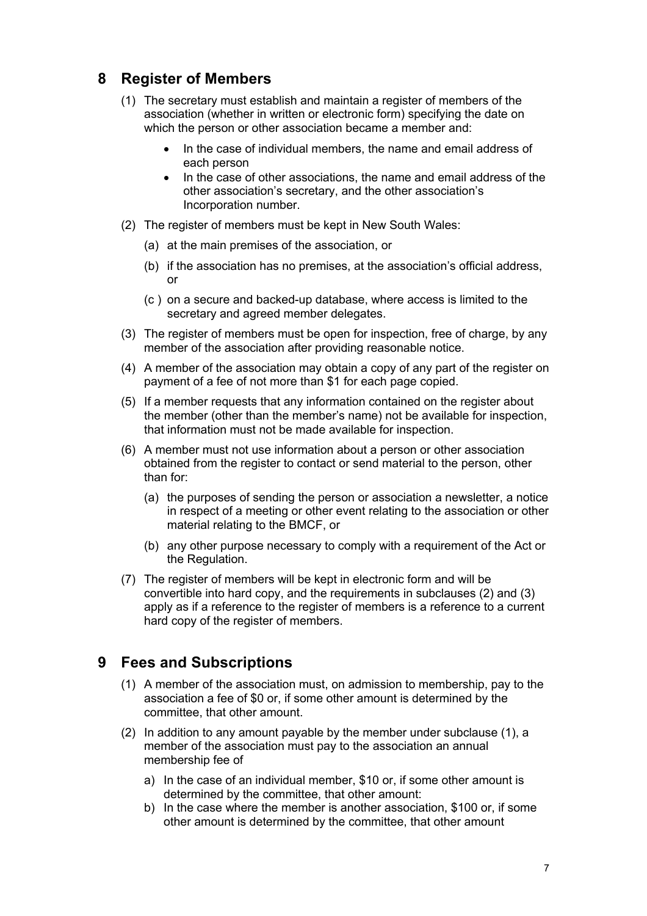## 8 Register of Members

(1) The secretary must establish and maintain a register of members of the association (whether in written or electronic form) specifying the date on which the person or other association became a member and:

- In the case of individual members, the name and email address of each person
- In the case of other associations, the name and email address of the other association's secretary, and the other association's Incorporation number.

(2) The register of members must be kept in New South Wales:

(a) at the main premises of the association, or

(b) if the association has no premises, at the association's official address, or

(c ) on a secure and backed-up database, where access is limited to the secretary and agreed member delegates.

(3) The register of members must be open for inspection, free of charge, by any member of the association after providing reasonable notice.

(4) A member of the association may obtain a copy of any part of the register on payment of a fee of not more than $1 for each page copied.

(5) If a member requests that any information contained on the register about the member (other than the member's name) not be available for inspection, that information must not be made available for inspection.

(6) A member must not use information about a person or other association obtained from the register to contact or send material to the person, other than for:

(a) the purposes of sending the person or association a newsletter, a notice in respect of a meeting or other event relating to the association or other material relating to the BMCF, or

(b) any other purpose necessary to comply with a requirement of the Act or the Regulation.

(7) The register of members will be kept in electronic form and will be convertible into hard copy, and the requirements in subclauses (2) and (3) apply as if a reference to the register of members is a reference to a current hard copy of the register of members.

## 9 Fees and Subscriptions

(1) A member of the association must, on admission to membership, pay to the association a fee of $0 or, if some other amount is determined by the committee, that other amount.

(2) In addition to any amount payable by the member under subclause (1), a member of the association must pay to the association an annual membership fee of

a) In the case of an individual member, $10 or, if some other amount is determined by the committee, that other amount:

b) In the case where the member is another association, $100 or, if some other amount is determined by the committee, that other amount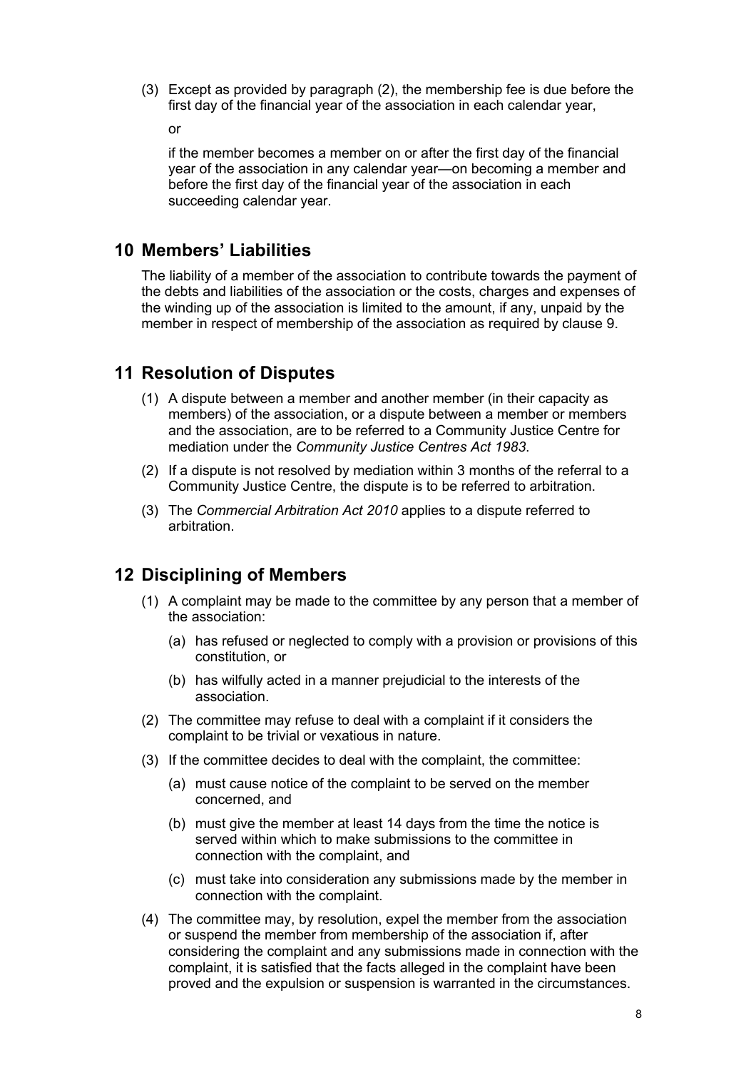(3) Except as provided by paragraph (2), the membership fee is due before the first day of the financial year of the association in each calendar year,

or

if the member becomes a member on or after the first day of the financial year of the association in any calendar year—on becoming a member and before the first day of the financial year of the association in each succeeding calendar year.

## 10 Members' Liabilities

The liability of a member of the association to contribute towards the payment of the debts and liabilities of the association or the costs, charges and expenses of the winding up of the association is limited to the amount, if any, unpaid by the member in respect of membership of the association as required by clause 9.

## 11 Resolution of Disputes

(1) A dispute between a member and another member (in their capacity as members) of the association, or a dispute between a member or members and the association, are to be referred to a Community Justice Centre for mediation under the *Community Justice Centres Act 1983*.

(2) If a dispute is not resolved by mediation within 3 months of the referral to a Community Justice Centre, the dispute is to be referred to arbitration.

(3) The *Commercial Arbitration Act 2010* applies to a dispute referred to arbitration.

## 12 Disciplining of Members

(1) A complaint may be made to the committee by any person that a member of the association:

- (a) has refused or neglected to comply with a provision or provisions of this constitution, or
- (b) has wilfully acted in a manner prejudicial to the interests of the association.

(2) The committee may refuse to deal with a complaint if it considers the complaint to be trivial or vexatious in nature.

(3) If the committee decides to deal with the complaint, the committee:

- (a) must cause notice of the complaint to be served on the member concerned, and
- (b) must give the member at least 14 days from the time the notice is served within which to make submissions to the committee in connection with the complaint, and
- (c) must take into consideration any submissions made by the member in connection with the complaint.

(4) The committee may, by resolution, expel the member from the association or suspend the member from membership of the association if, after considering the complaint and any submissions made in connection with the complaint, it is satisfied that the facts alleged in the complaint have been proved and the expulsion or suspension is warranted in the circumstances.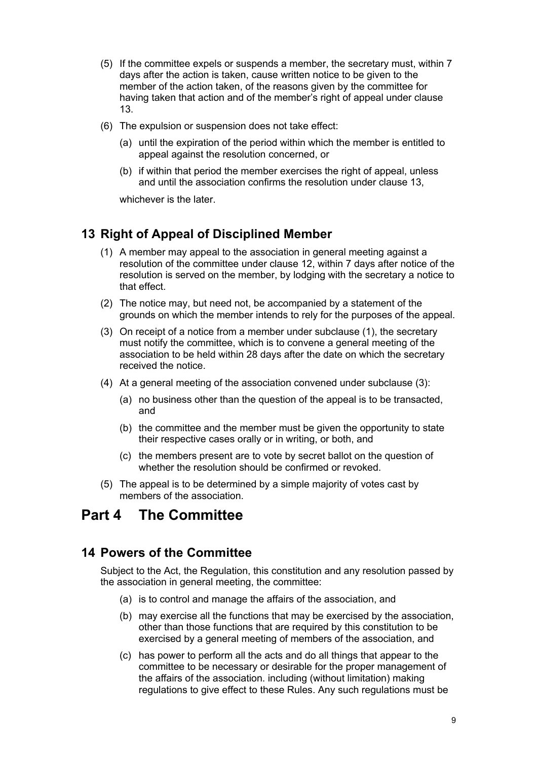(5) If the committee expels or suspends a member, the secretary must, within 7 days after the action is taken, cause written notice to be given to the member of the action taken, of the reasons given by the committee for having taken that action and of the member's right of appeal under clause 13.

(6) The expulsion or suspension does not take effect:

  (a) until the expiration of the period within which the member is entitled to appeal against the resolution concerned, or

  (b) if within that period the member exercises the right of appeal, unless and until the association confirms the resolution under clause 13,

whichever is the later.

## 13 Right of Appeal of Disciplined Member

(1) A member may appeal to the association in general meeting against a resolution of the committee under clause 12, within 7 days after notice of the resolution is served on the member, by lodging with the secretary a notice to that effect.

(2) The notice may, but need not, be accompanied by a statement of the grounds on which the member intends to rely for the purposes of the appeal.

(3) On receipt of a notice from a member under subclause (1), the secretary must notify the committee, which is to convene a general meeting of the association to be held within 28 days after the date on which the secretary received the notice.

(4) At a general meeting of the association convened under subclause (3):

  (a) no business other than the question of the appeal is to be transacted, and

  (b) the committee and the member must be given the opportunity to state their respective cases orally or in writing, or both, and

  (c) the members present are to vote by secret ballot on the question of whether the resolution should be confirmed or revoked.

(5) The appeal is to be determined by a simple majority of votes cast by members of the association.

# Part 4 The Committee

## 14 Powers of the Committee

Subject to the Act, the Regulation, this constitution and any resolution passed by the association in general meeting, the committee:

  (a) is to control and manage the affairs of the association, and

  (b) may exercise all the functions that may be exercised by the association, other than those functions that are required by this constitution to be exercised by a general meeting of members of the association, and

  (c) has power to perform all the acts and do all things that appear to the committee to be necessary or desirable for the proper management of the affairs of the association. including (without limitation) making regulations to give effect to these Rules. Any such regulations must be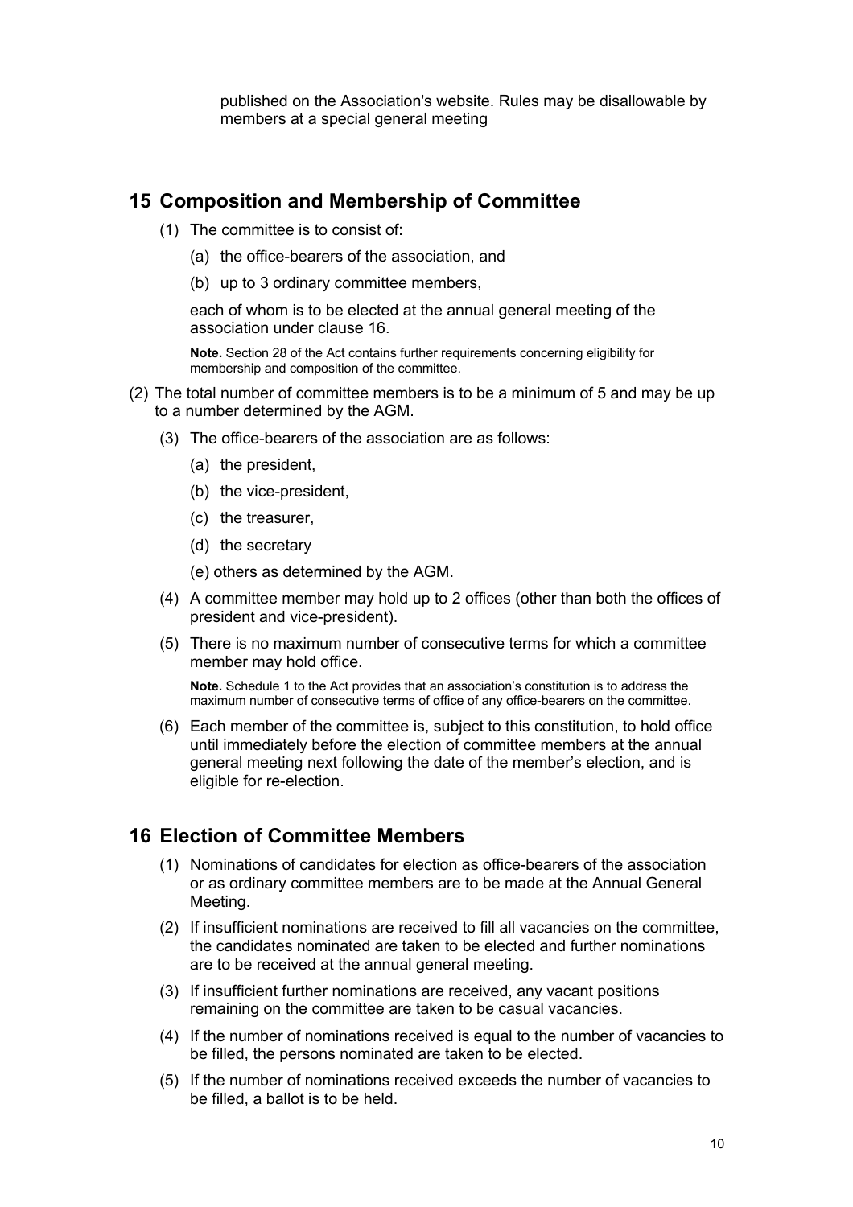published on the Association's website. Rules may be disallowable by members at a special general meeting

## 15 Composition and Membership of Committee

(1) The committee is to consist of:

(a) the office-bearers of the association, and

(b) up to 3 ordinary committee members,

each of whom is to be elected at the annual general meeting of the association under clause 16.

**Note.** Section 28 of the Act contains further requirements concerning eligibility for membership and composition of the committee.

(2) The total number of committee members is to be a minimum of 5 and may be up to a number determined by the AGM.

(3) The office-bearers of the association are as follows:

(a) the president,

(b) the vice-president,

(c) the treasurer,

(d) the secretary

(e) others as determined by the AGM.

(4) A committee member may hold up to 2 offices (other than both the offices of president and vice-president).

(5) There is no maximum number of consecutive terms for which a committee member may hold office.

**Note.** Schedule 1 to the Act provides that an association's constitution is to address the maximum number of consecutive terms of office of any office-bearers on the committee.

(6) Each member of the committee is, subject to this constitution, to hold office until immediately before the election of committee members at the annual general meeting next following the date of the member's election, and is eligible for re-election.

## 16 Election of Committee Members

(1) Nominations of candidates for election as office-bearers of the association or as ordinary committee members are to be made at the Annual General Meeting.

(2) If insufficient nominations are received to fill all vacancies on the committee, the candidates nominated are taken to be elected and further nominations are to be received at the annual general meeting.

(3) If insufficient further nominations are received, any vacant positions remaining on the committee are taken to be casual vacancies.

(4) If the number of nominations received is equal to the number of vacancies to be filled, the persons nominated are taken to be elected.

(5) If the number of nominations received exceeds the number of vacancies to be filled, a ballot is to be held.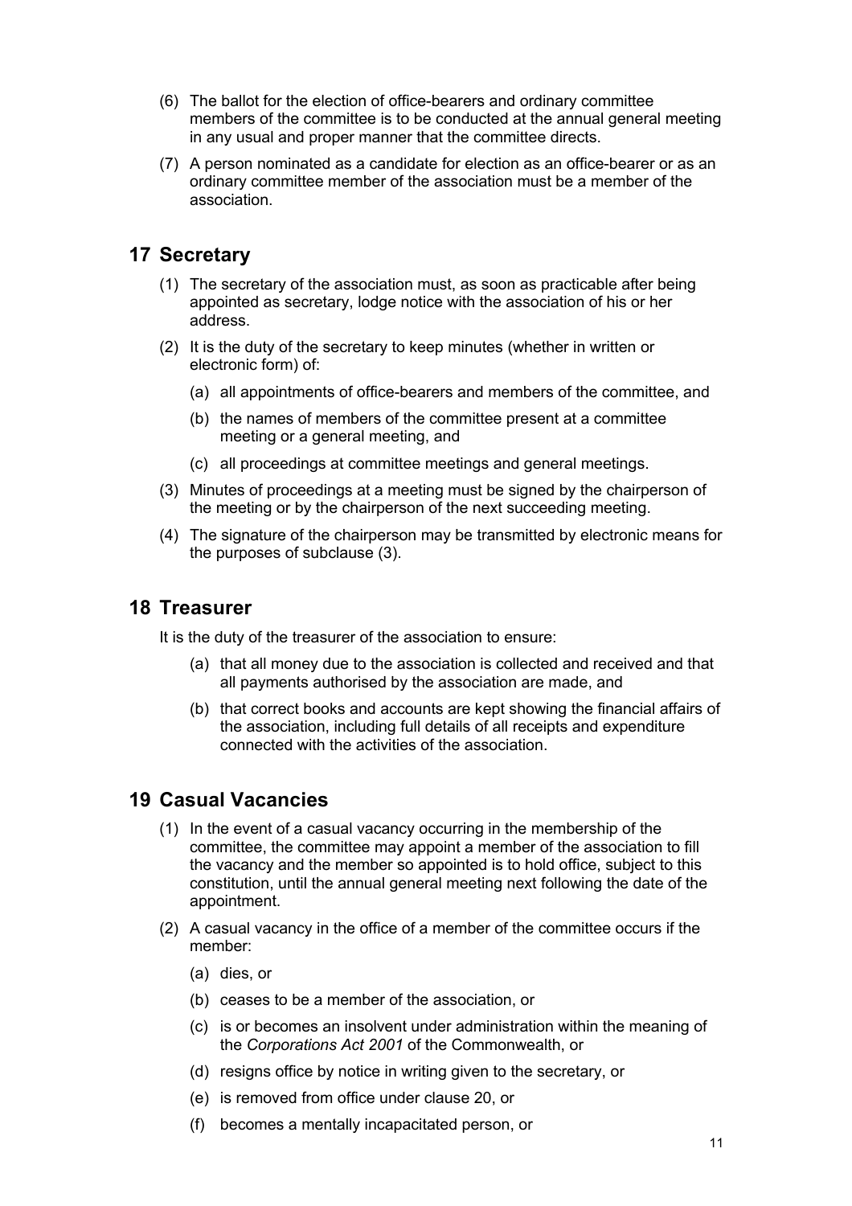(6) The ballot for the election of office-bearers and ordinary committee members of the committee is to be conducted at the annual general meeting in any usual and proper manner that the committee directs.

(7) A person nominated as a candidate for election as an office-bearer or as an ordinary committee member of the association must be a member of the association.

## 17 Secretary

(1) The secretary of the association must, as soon as practicable after being appointed as secretary, lodge notice with the association of his or her address.

(2) It is the duty of the secretary to keep minutes (whether in written or electronic form) of:

- (a) all appointments of office-bearers and members of the committee, and
- (b) the names of members of the committee present at a committee meeting or a general meeting, and
- (c) all proceedings at committee meetings and general meetings.

(3) Minutes of proceedings at a meeting must be signed by the chairperson of the meeting or by the chairperson of the next succeeding meeting.

(4) The signature of the chairperson may be transmitted by electronic means for the purposes of subclause (3).

## 18 Treasurer

It is the duty of the treasurer of the association to ensure:

- (a) that all money due to the association is collected and received and that all payments authorised by the association are made, and
- (b) that correct books and accounts are kept showing the financial affairs of the association, including full details of all receipts and expenditure connected with the activities of the association.

## 19 Casual Vacancies

(1) In the event of a casual vacancy occurring in the membership of the committee, the committee may appoint a member of the association to fill the vacancy and the member so appointed is to hold office, subject to this constitution, until the annual general meeting next following the date of the appointment.

(2) A casual vacancy in the office of a member of the committee occurs if the member:

- (a) dies, or
- (b) ceases to be a member of the association, or
- (c) is or becomes an insolvent under administration within the meaning of the *Corporations Act 2001* of the Commonwealth, or
- (d) resigns office by notice in writing given to the secretary, or
- (e) is removed from office under clause 20, or
- (f) becomes a mentally incapacitated person, or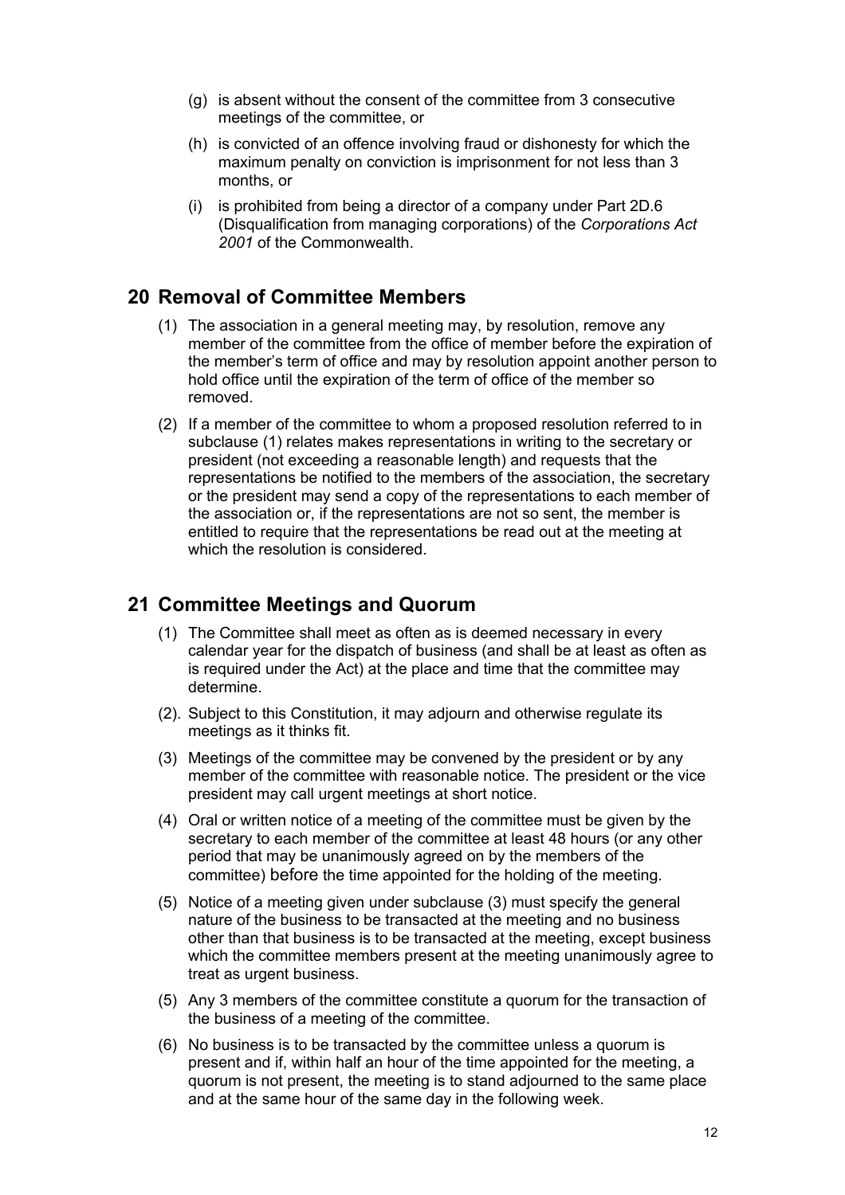- (g) is absent without the consent of the committee from 3 consecutive meetings of the committee, or
- (h) is convicted of an offence involving fraud or dishonesty for which the maximum penalty on conviction is imprisonment for not less than 3 months, or
- (i) is prohibited from being a director of a company under Part 2D.6 (Disqualification from managing corporations) of the *Corporations Act 2001* of the Commonwealth.

## 20 Removal of Committee Members

(1) The association in a general meeting may, by resolution, remove any member of the committee from the office of member before the expiration of the member's term of office and may by resolution appoint another person to hold office until the expiration of the term of office of the member so removed.

(2) If a member of the committee to whom a proposed resolution referred to in subclause (1) relates makes representations in writing to the secretary or president (not exceeding a reasonable length) and requests that the representations be notified to the members of the association, the secretary or the president may send a copy of the representations to each member of the association or, if the representations are not so sent, the member is entitled to require that the representations be read out at the meeting at which the resolution is considered.

## 21 Committee Meetings and Quorum

(1) The Committee shall meet as often as is deemed necessary in every calendar year for the dispatch of business (and shall be at least as often as is required under the Act) at the place and time that the committee may determine.

(2). Subject to this Constitution, it may adjourn and otherwise regulate its meetings as it thinks fit.

(3) Meetings of the committee may be convened by the president or by any member of the committee with reasonable notice. The president or the vice president may call urgent meetings at short notice.

(4) Oral or written notice of a meeting of the committee must be given by the secretary to each member of the committee at least 48 hours (or any other period that may be unanimously agreed on by the members of the committee) before the time appointed for the holding of the meeting.

(5) Notice of a meeting given under subclause (3) must specify the general nature of the business to be transacted at the meeting and no business other than that business is to be transacted at the meeting, except business which the committee members present at the meeting unanimously agree to treat as urgent business.

(5) Any 3 members of the committee constitute a quorum for the transaction of the business of a meeting of the committee.

(6) No business is to be transacted by the committee unless a quorum is present and if, within half an hour of the time appointed for the meeting, a quorum is not present, the meeting is to stand adjourned to the same place and at the same hour of the same day in the following week.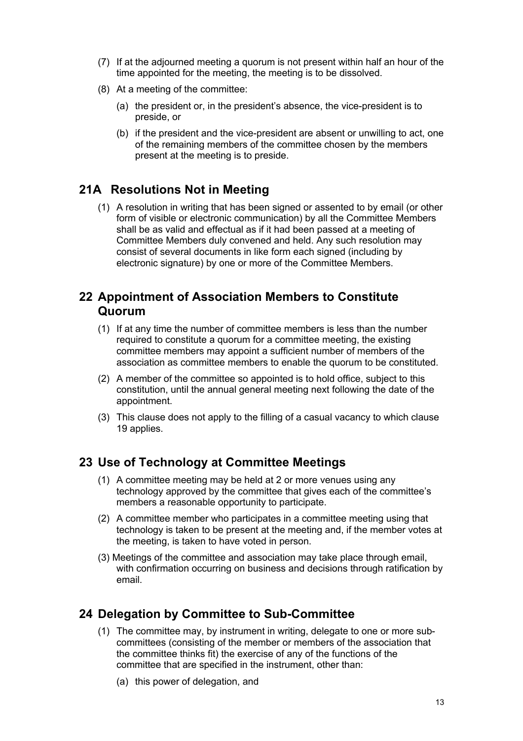(7) If at the adjourned meeting a quorum is not present within half an hour of the time appointed for the meeting, the meeting is to be dissolved.

(8) At a meeting of the committee:

   (a) the president or, in the president's absence, the vice-president is to preside, or

   (b) if the president and the vice-president are absent or unwilling to act, one of the remaining members of the committee chosen by the members present at the meeting is to preside.

## 21A Resolutions Not in Meeting

(1) A resolution in writing that has been signed or assented to by email (or other form of visible or electronic communication) by all the Committee Members shall be as valid and effectual as if it had been passed at a meeting of Committee Members duly convened and held. Any such resolution may consist of several documents in like form each signed (including by electronic signature) by one or more of the Committee Members.

## 22 Appointment of Association Members to Constitute Quorum

(1) If at any time the number of committee members is less than the number required to constitute a quorum for a committee meeting, the existing committee members may appoint a sufficient number of members of the association as committee members to enable the quorum to be constituted.

(2) A member of the committee so appointed is to hold office, subject to this constitution, until the annual general meeting next following the date of the appointment.

(3) This clause does not apply to the filling of a casual vacancy to which clause 19 applies.

## 23 Use of Technology at Committee Meetings

(1) A committee meeting may be held at 2 or more venues using any technology approved by the committee that gives each of the committee's members a reasonable opportunity to participate.

(2) A committee member who participates in a committee meeting using that technology is taken to be present at the meeting and, if the member votes at the meeting, is taken to have voted in person.

(3) Meetings of the committee and association may take place through email, with confirmation occurring on business and decisions through ratification by email.

## 24 Delegation by Committee to Sub-Committee

(1) The committee may, by instrument in writing, delegate to one or more sub-committees (consisting of the member or members of the association that the committee thinks fit) the exercise of any of the functions of the committee that are specified in the instrument, other than:

   (a) this power of delegation, and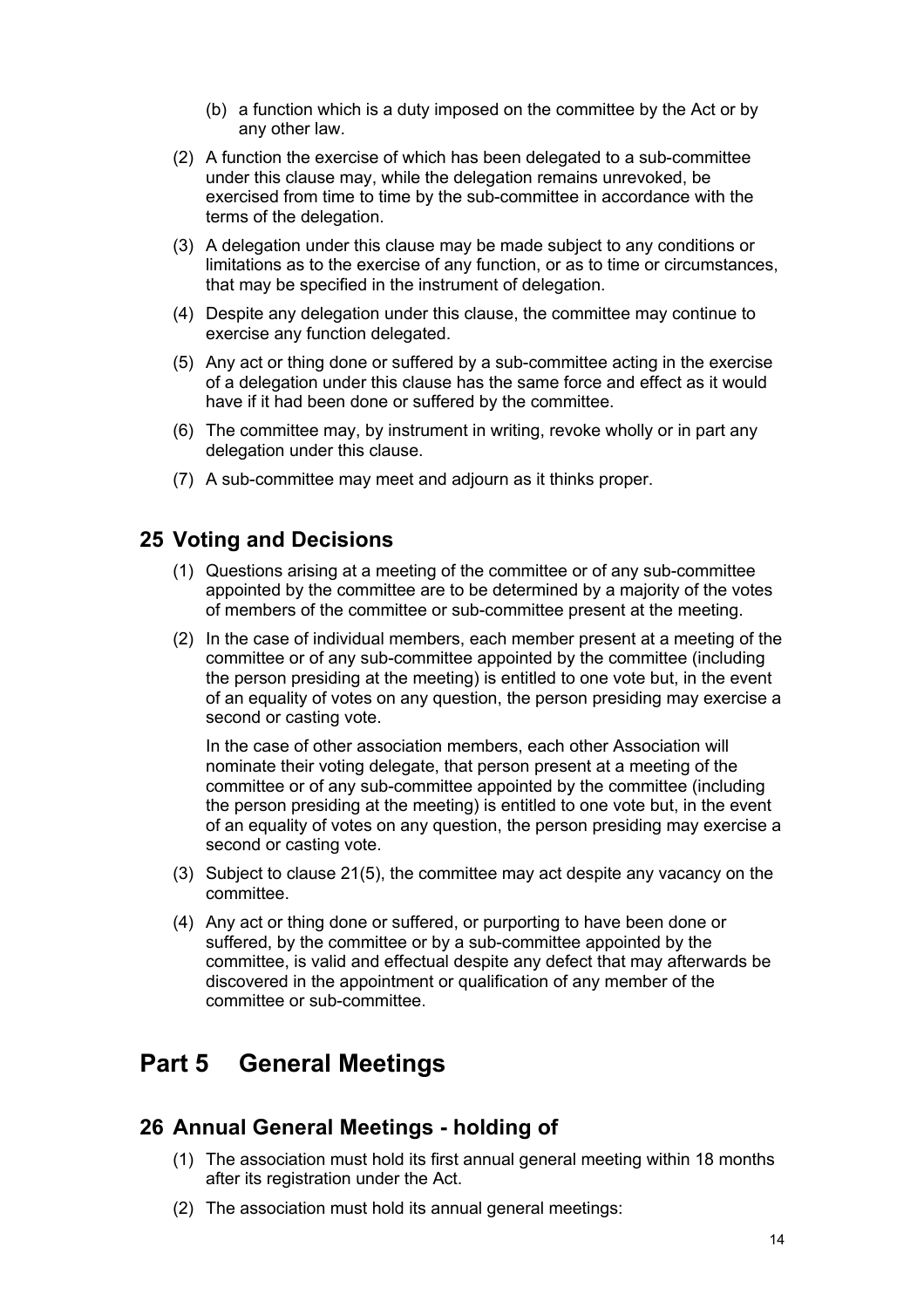(b) a function which is a duty imposed on the committee by the Act or by any other law.

(2) A function the exercise of which has been delegated to a sub-committee under this clause may, while the delegation remains unrevoked, be exercised from time to time by the sub-committee in accordance with the terms of the delegation.

(3) A delegation under this clause may be made subject to any conditions or limitations as to the exercise of any function, or as to time or circumstances, that may be specified in the instrument of delegation.

(4) Despite any delegation under this clause, the committee may continue to exercise any function delegated.

(5) Any act or thing done or suffered by a sub-committee acting in the exercise of a delegation under this clause has the same force and effect as it would have if it had been done or suffered by the committee.

(6) The committee may, by instrument in writing, revoke wholly or in part any delegation under this clause.

(7) A sub-committee may meet and adjourn as it thinks proper.

## 25 Voting and Decisions

(1) Questions arising at a meeting of the committee or of any sub-committee appointed by the committee are to be determined by a majority of the votes of members of the committee or sub-committee present at the meeting.

(2) In the case of individual members, each member present at a meeting of the committee or of any sub-committee appointed by the committee (including the person presiding at the meeting) is entitled to one vote but, in the event of an equality of votes on any question, the person presiding may exercise a second or casting vote.

In the case of other association members, each other Association will nominate their voting delegate, that person present at a meeting of the committee or of any sub-committee appointed by the committee (including the person presiding at the meeting) is entitled to one vote but, in the event of an equality of votes on any question, the person presiding may exercise a second or casting vote.

(3) Subject to clause 21(5), the committee may act despite any vacancy on the committee.

(4) Any act or thing done or suffered, or purporting to have been done or suffered, by the committee or by a sub-committee appointed by the committee, is valid and effectual despite any defect that may afterwards be discovered in the appointment or qualification of any member of the committee or sub-committee.

# Part 5 General Meetings

## 26 Annual General Meetings - holding of

(1) The association must hold its first annual general meeting within 18 months after its registration under the Act.

(2) The association must hold its annual general meetings: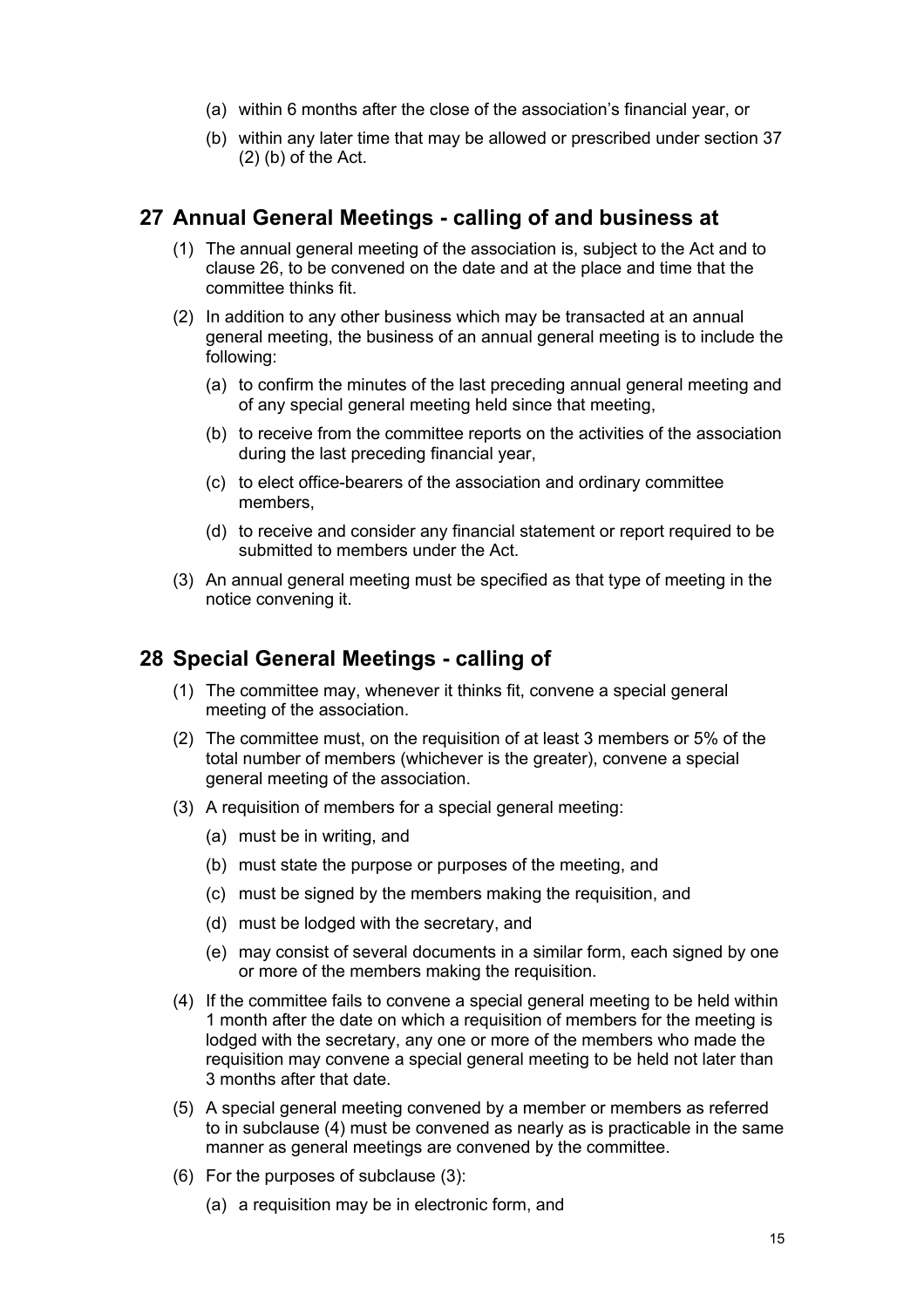(a) within 6 months after the close of the association's financial year, or

(b) within any later time that may be allowed or prescribed under section 37 (2) (b) of the Act.

## 27 Annual General Meetings - calling of and business at

(1) The annual general meeting of the association is, subject to the Act and to clause 26, to be convened on the date and at the place and time that the committee thinks fit.

(2) In addition to any other business which may be transacted at an annual general meeting, the business of an annual general meeting is to include the following:

(a) to confirm the minutes of the last preceding annual general meeting and of any special general meeting held since that meeting,

(b) to receive from the committee reports on the activities of the association during the last preceding financial year,

(c) to elect office-bearers of the association and ordinary committee members,

(d) to receive and consider any financial statement or report required to be submitted to members under the Act.

(3) An annual general meeting must be specified as that type of meeting in the notice convening it.

## 28 Special General Meetings - calling of

(1) The committee may, whenever it thinks fit, convene a special general meeting of the association.

(2) The committee must, on the requisition of at least 3 members or 5% of the total number of members (whichever is the greater), convene a special general meeting of the association.

(3) A requisition of members for a special general meeting:

(a) must be in writing, and

(b) must state the purpose or purposes of the meeting, and

(c) must be signed by the members making the requisition, and

(d) must be lodged with the secretary, and

(e) may consist of several documents in a similar form, each signed by one or more of the members making the requisition.

(4) If the committee fails to convene a special general meeting to be held within 1 month after the date on which a requisition of members for the meeting is lodged with the secretary, any one or more of the members who made the requisition may convene a special general meeting to be held not later than 3 months after that date.

(5) A special general meeting convened by a member or members as referred to in subclause (4) must be convened as nearly as is practicable in the same manner as general meetings are convened by the committee.

(6) For the purposes of subclause (3):

(a) a requisition may be in electronic form, and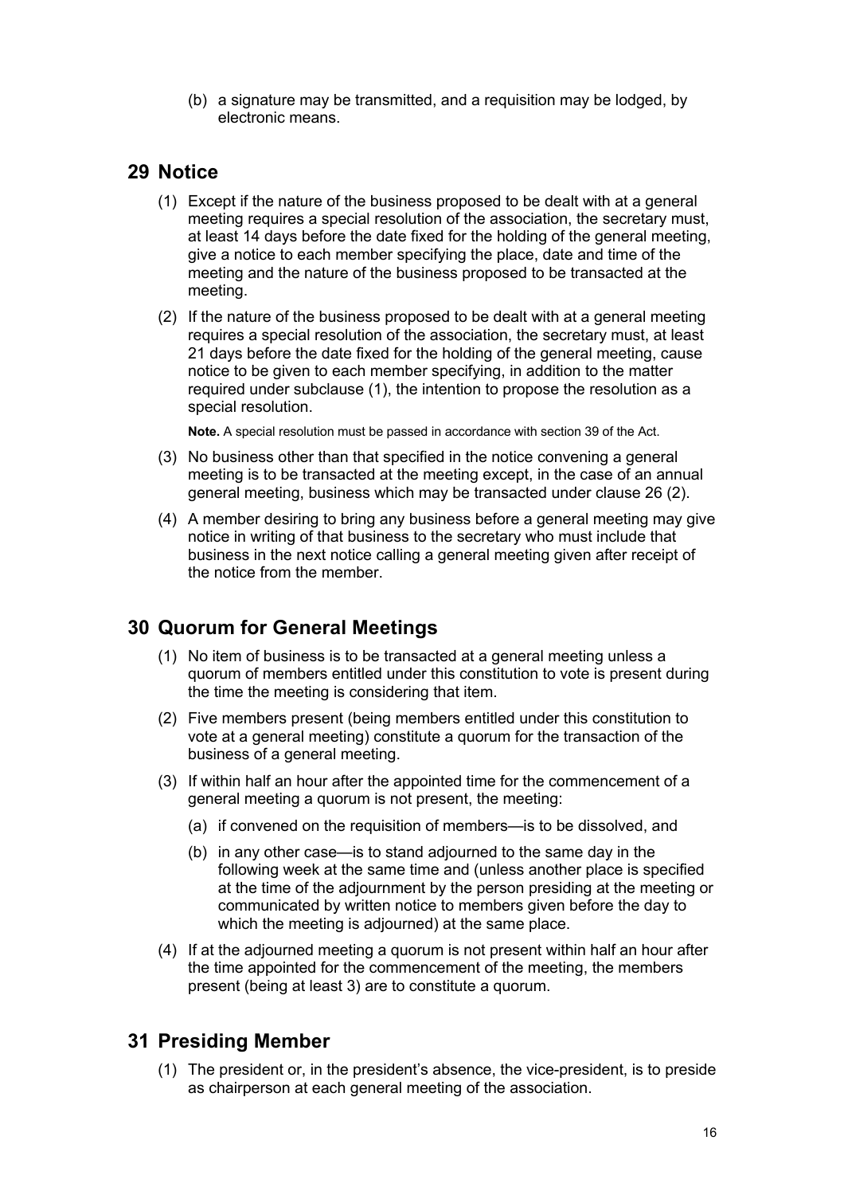(b) a signature may be transmitted, and a requisition may be lodged, by electronic means.

## 29 Notice

(1) Except if the nature of the business proposed to be dealt with at a general meeting requires a special resolution of the association, the secretary must, at least 14 days before the date fixed for the holding of the general meeting, give a notice to each member specifying the place, date and time of the meeting and the nature of the business proposed to be transacted at the meeting.

(2) If the nature of the business proposed to be dealt with at a general meeting requires a special resolution of the association, the secretary must, at least 21 days before the date fixed for the holding of the general meeting, cause notice to be given to each member specifying, in addition to the matter required under subclause (1), the intention to propose the resolution as a special resolution.

**Note.** A special resolution must be passed in accordance with section 39 of the Act.

(3) No business other than that specified in the notice convening a general meeting is to be transacted at the meeting except, in the case of an annual general meeting, business which may be transacted under clause 26 (2).

(4) A member desiring to bring any business before a general meeting may give notice in writing of that business to the secretary who must include that business in the next notice calling a general meeting given after receipt of the notice from the member.

## 30 Quorum for General Meetings

(1) No item of business is to be transacted at a general meeting unless a quorum of members entitled under this constitution to vote is present during the time the meeting is considering that item.

(2) Five members present (being members entitled under this constitution to vote at a general meeting) constitute a quorum for the transaction of the business of a general meeting.

(3) If within half an hour after the appointed time for the commencement of a general meeting a quorum is not present, the meeting:

(a) if convened on the requisition of members—is to be dissolved, and

(b) in any other case—is to stand adjourned to the same day in the following week at the same time and (unless another place is specified at the time of the adjournment by the person presiding at the meeting or communicated by written notice to members given before the day to which the meeting is adjourned) at the same place.

(4) If at the adjourned meeting a quorum is not present within half an hour after the time appointed for the commencement of the meeting, the members present (being at least 3) are to constitute a quorum.

## 31 Presiding Member

(1) The president or, in the president's absence, the vice-president, is to preside as chairperson at each general meeting of the association.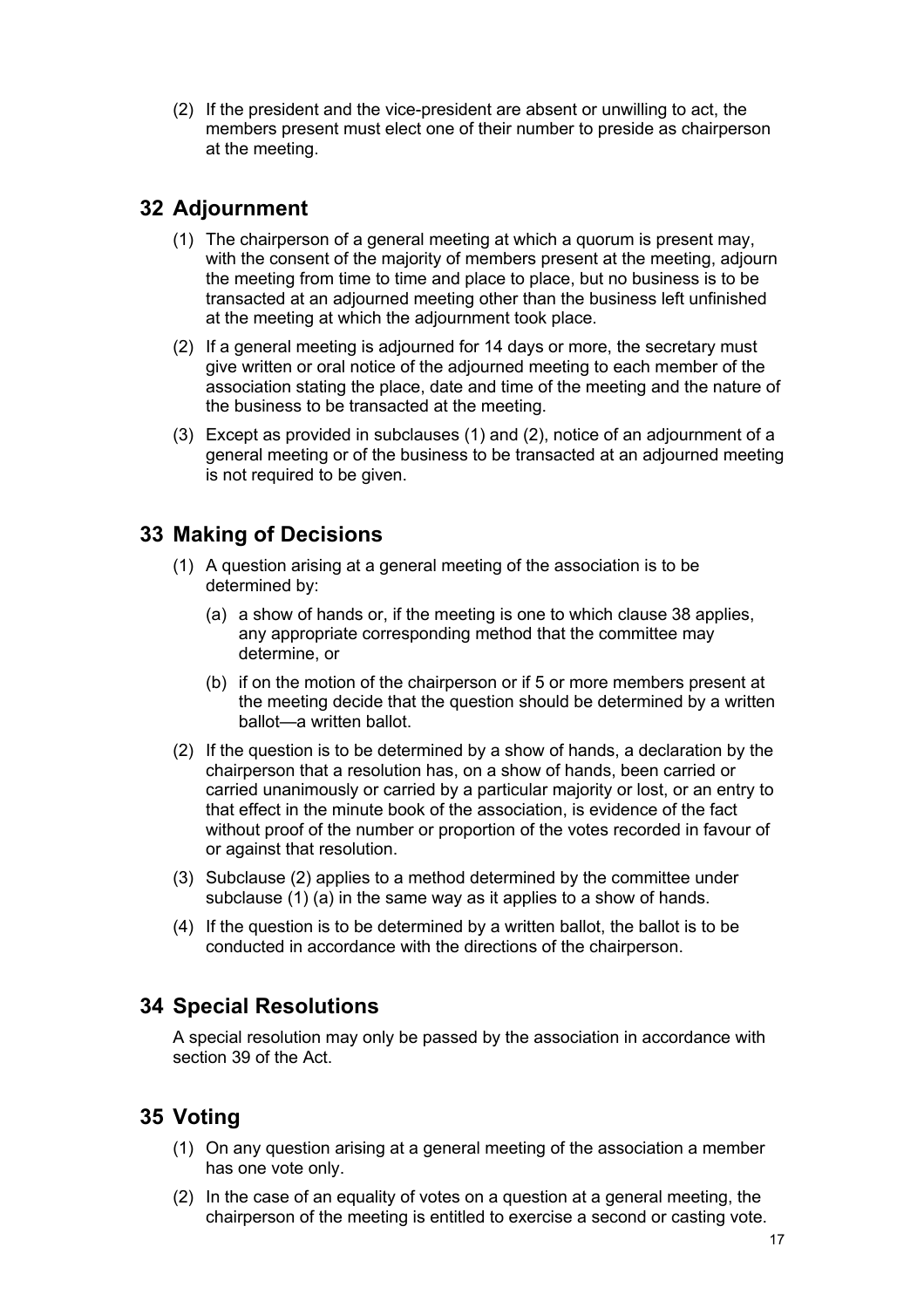(2) If the president and the vice-president are absent or unwilling to act, the members present must elect one of their number to preside as chairperson at the meeting.

## 32 Adjournment

(1) The chairperson of a general meeting at which a quorum is present may, with the consent of the majority of members present at the meeting, adjourn the meeting from time to time and place to place, but no business is to be transacted at an adjourned meeting other than the business left unfinished at the meeting at which the adjournment took place.

(2) If a general meeting is adjourned for 14 days or more, the secretary must give written or oral notice of the adjourned meeting to each member of the association stating the place, date and time of the meeting and the nature of the business to be transacted at the meeting.

(3) Except as provided in subclauses (1) and (2), notice of an adjournment of a general meeting or of the business to be transacted at an adjourned meeting is not required to be given.

## 33 Making of Decisions

(1) A question arising at a general meeting of the association is to be determined by:

(a) a show of hands or, if the meeting is one to which clause 38 applies, any appropriate corresponding method that the committee may determine, or

(b) if on the motion of the chairperson or if 5 or more members present at the meeting decide that the question should be determined by a written ballot—a written ballot.

(2) If the question is to be determined by a show of hands, a declaration by the chairperson that a resolution has, on a show of hands, been carried or carried unanimously or carried by a particular majority or lost, or an entry to that effect in the minute book of the association, is evidence of the fact without proof of the number or proportion of the votes recorded in favour of or against that resolution.

(3) Subclause (2) applies to a method determined by the committee under subclause (1) (a) in the same way as it applies to a show of hands.

(4) If the question is to be determined by a written ballot, the ballot is to be conducted in accordance with the directions of the chairperson.

## 34 Special Resolutions

A special resolution may only be passed by the association in accordance with section 39 of the Act.

## 35 Voting

(1) On any question arising at a general meeting of the association a member has one vote only.

(2) In the case of an equality of votes on a question at a general meeting, the chairperson of the meeting is entitled to exercise a second or casting vote.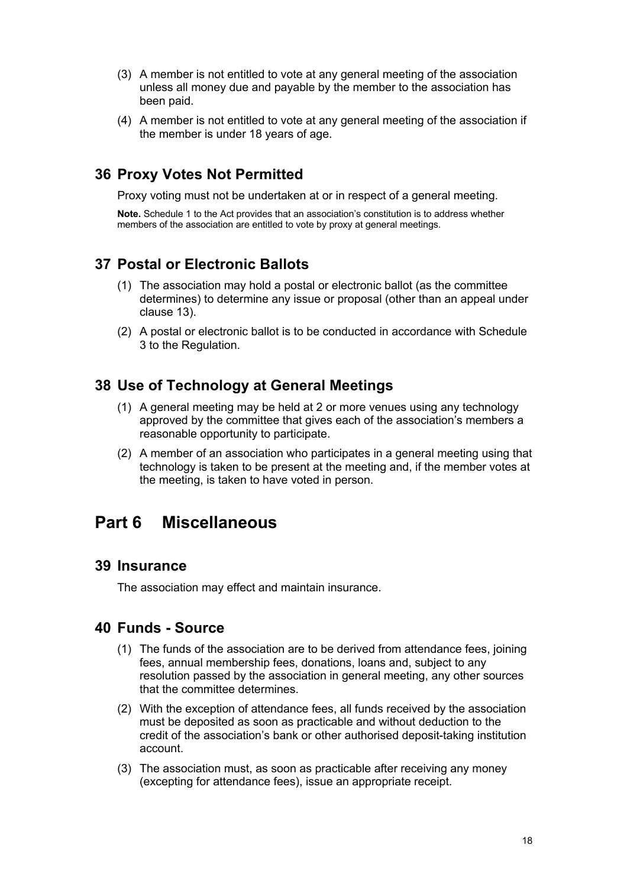(3) A member is not entitled to vote at any general meeting of the association unless all money due and payable by the member to the association has been paid.

(4) A member is not entitled to vote at any general meeting of the association if the member is under 18 years of age.

## 36 Proxy Votes Not Permitted

Proxy voting must not be undertaken at or in respect of a general meeting.

**Note.** Schedule 1 to the Act provides that an association's constitution is to address whether members of the association are entitled to vote by proxy at general meetings.

## 37 Postal or Electronic Ballots

(1) The association may hold a postal or electronic ballot (as the committee determines) to determine any issue or proposal (other than an appeal under clause 13).

(2) A postal or electronic ballot is to be conducted in accordance with Schedule 3 to the Regulation.

## 38 Use of Technology at General Meetings

(1) A general meeting may be held at 2 or more venues using any technology approved by the committee that gives each of the association's members a reasonable opportunity to participate.

(2) A member of an association who participates in a general meeting using that technology is taken to be present at the meeting and, if the member votes at the meeting, is taken to have voted in person.

# Part 6 Miscellaneous

## 39 Insurance

The association may effect and maintain insurance.

## 40 Funds - Source

(1) The funds of the association are to be derived from attendance fees, joining fees, annual membership fees, donations, loans and, subject to any resolution passed by the association in general meeting, any other sources that the committee determines.

(2) With the exception of attendance fees, all funds received by the association must be deposited as soon as practicable and without deduction to the credit of the association's bank or other authorised deposit-taking institution account.

(3) The association must, as soon as practicable after receiving any money (excepting for attendance fees), issue an appropriate receipt.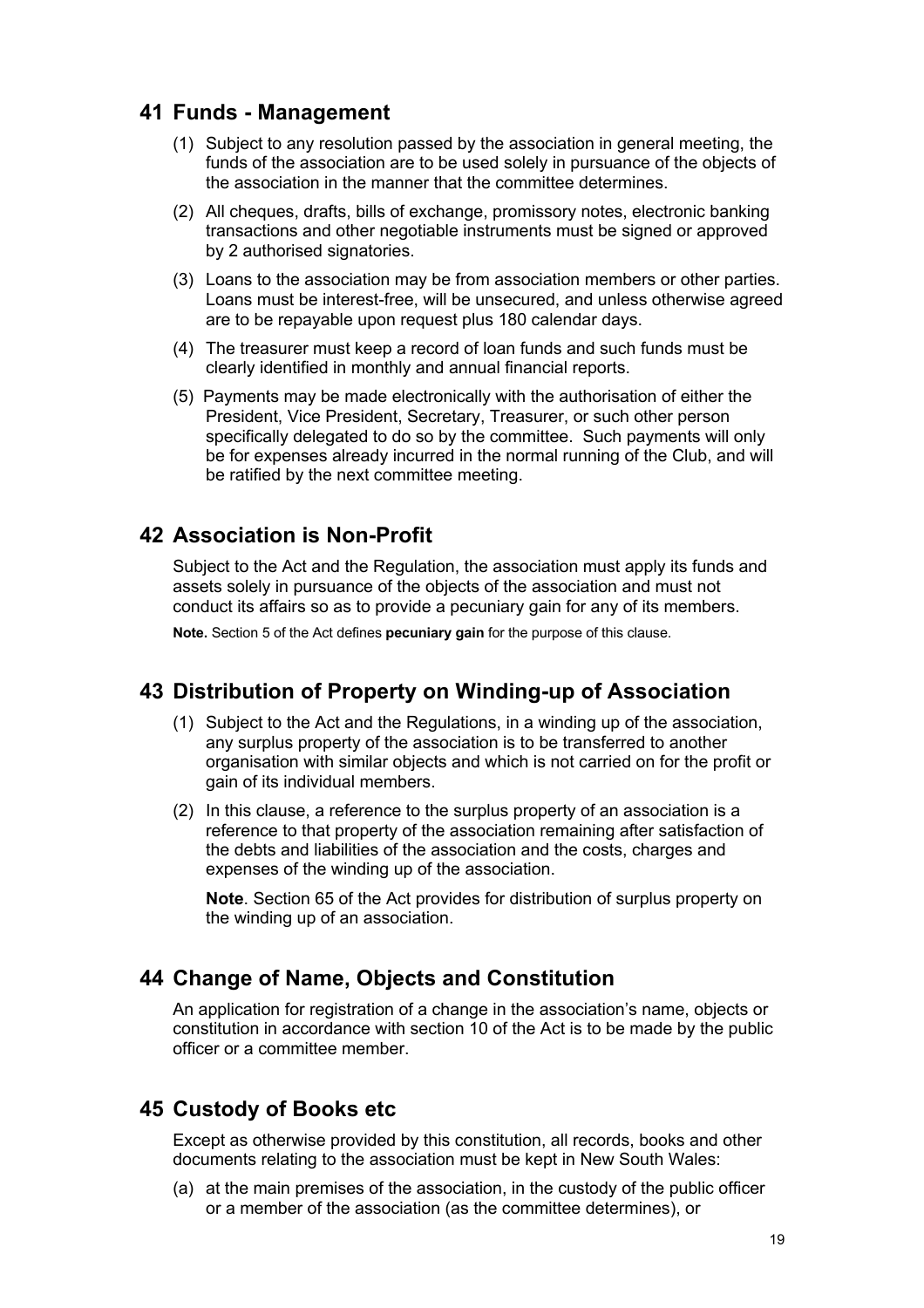## 41 Funds - Management

(1) Subject to any resolution passed by the association in general meeting, the funds of the association are to be used solely in pursuance of the objects of the association in the manner that the committee determines.

(2) All cheques, drafts, bills of exchange, promissory notes, electronic banking transactions and other negotiable instruments must be signed or approved by 2 authorised signatories.

(3) Loans to the association may be from association members or other parties. Loans must be interest-free, will be unsecured, and unless otherwise agreed are to be repayable upon request plus 180 calendar days.

(4) The treasurer must keep a record of loan funds and such funds must be clearly identified in monthly and annual financial reports.

(5) Payments may be made electronically with the authorisation of either the President, Vice President, Secretary, Treasurer, or such other person specifically delegated to do so by the committee. Such payments will only be for expenses already incurred in the normal running of the Club, and will be ratified by the next committee meeting.

## 42 Association is Non-Profit

Subject to the Act and the Regulation, the association must apply its funds and assets solely in pursuance of the objects of the association and must not conduct its affairs so as to provide a pecuniary gain for any of its members.

**Note.** Section 5 of the Act defines **pecuniary gain** for the purpose of this clause.

## 43 Distribution of Property on Winding-up of Association

(1) Subject to the Act and the Regulations, in a winding up of the association, any surplus property of the association is to be transferred to another organisation with similar objects and which is not carried on for the profit or gain of its individual members.

(2) In this clause, a reference to the surplus property of an association is a reference to that property of the association remaining after satisfaction of the debts and liabilities of the association and the costs, charges and expenses of the winding up of the association.

**Note**. Section 65 of the Act provides for distribution of surplus property on the winding up of an association.

## 44 Change of Name, Objects and Constitution

An application for registration of a change in the association's name, objects or constitution in accordance with section 10 of the Act is to be made by the public officer or a committee member.

## 45 Custody of Books etc

Except as otherwise provided by this constitution, all records, books and other documents relating to the association must be kept in New South Wales:

(a) at the main premises of the association, in the custody of the public officer or a member of the association (as the committee determines), or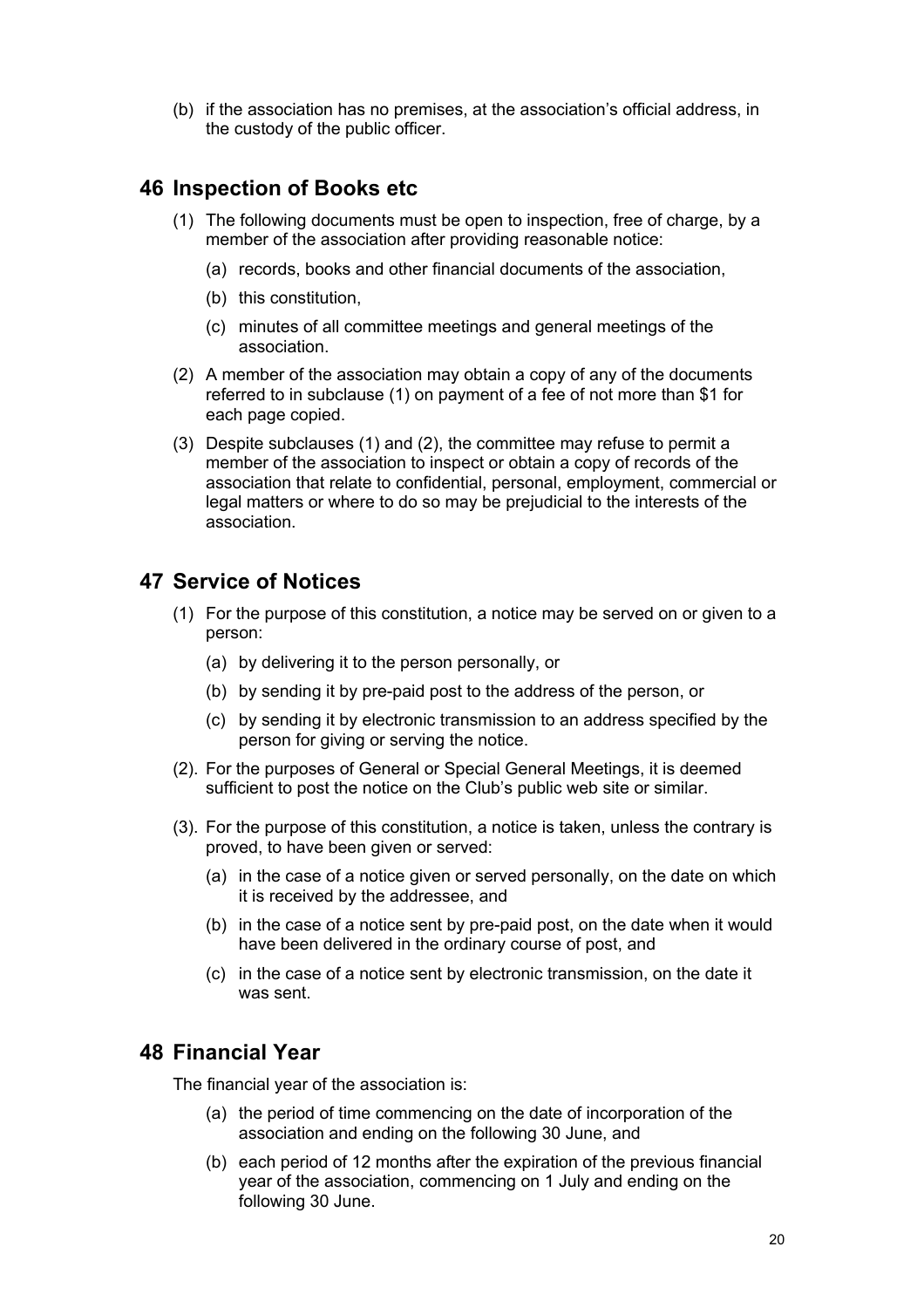(b) if the association has no premises, at the association's official address, in the custody of the public officer.

## 46 Inspection of Books etc

(1) The following documents must be open to inspection, free of charge, by a member of the association after providing reasonable notice:

(a) records, books and other financial documents of the association,

(b) this constitution,

(c) minutes of all committee meetings and general meetings of the association.

(2) A member of the association may obtain a copy of any of the documents referred to in subclause (1) on payment of a fee of not more than $1 for each page copied.

(3) Despite subclauses (1) and (2), the committee may refuse to permit a member of the association to inspect or obtain a copy of records of the association that relate to confidential, personal, employment, commercial or legal matters or where to do so may be prejudicial to the interests of the association.

## 47 Service of Notices

(1) For the purpose of this constitution, a notice may be served on or given to a person:

(a) by delivering it to the person personally, or

(b) by sending it by pre-paid post to the address of the person, or

(c) by sending it by electronic transmission to an address specified by the person for giving or serving the notice.

(2). For the purposes of General or Special General Meetings, it is deemed sufficient to post the notice on the Club's public web site or similar.

(3). For the purpose of this constitution, a notice is taken, unless the contrary is proved, to have been given or served:

(a) in the case of a notice given or served personally, on the date on which it is received by the addressee, and

(b) in the case of a notice sent by pre-paid post, on the date when it would have been delivered in the ordinary course of post, and

(c) in the case of a notice sent by electronic transmission, on the date it was sent.

## 48 Financial Year

The financial year of the association is:

(a) the period of time commencing on the date of incorporation of the association and ending on the following 30 June, and

(b) each period of 12 months after the expiration of the previous financial year of the association, commencing on 1 July and ending on the following 30 June.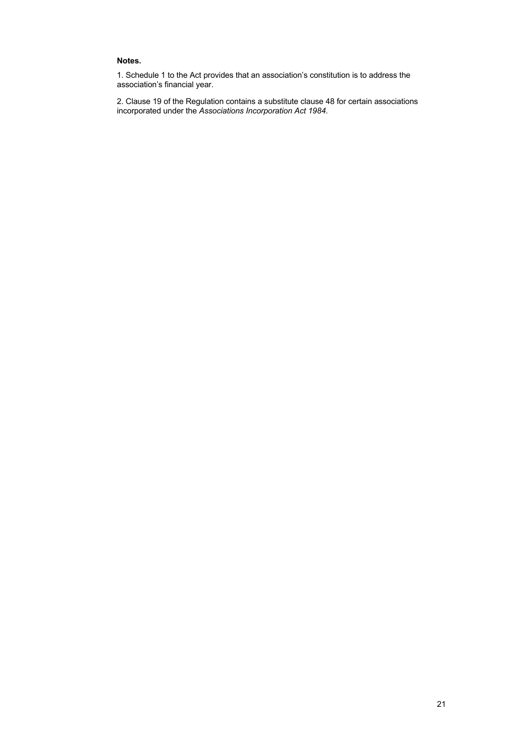**Notes.**

1. Schedule 1 to the Act provides that an association's constitution is to address the association's financial year.

2. Clause 19 of the Regulation contains a substitute clause 48 for certain associations incorporated under the *Associations Incorporation Act 1984*.